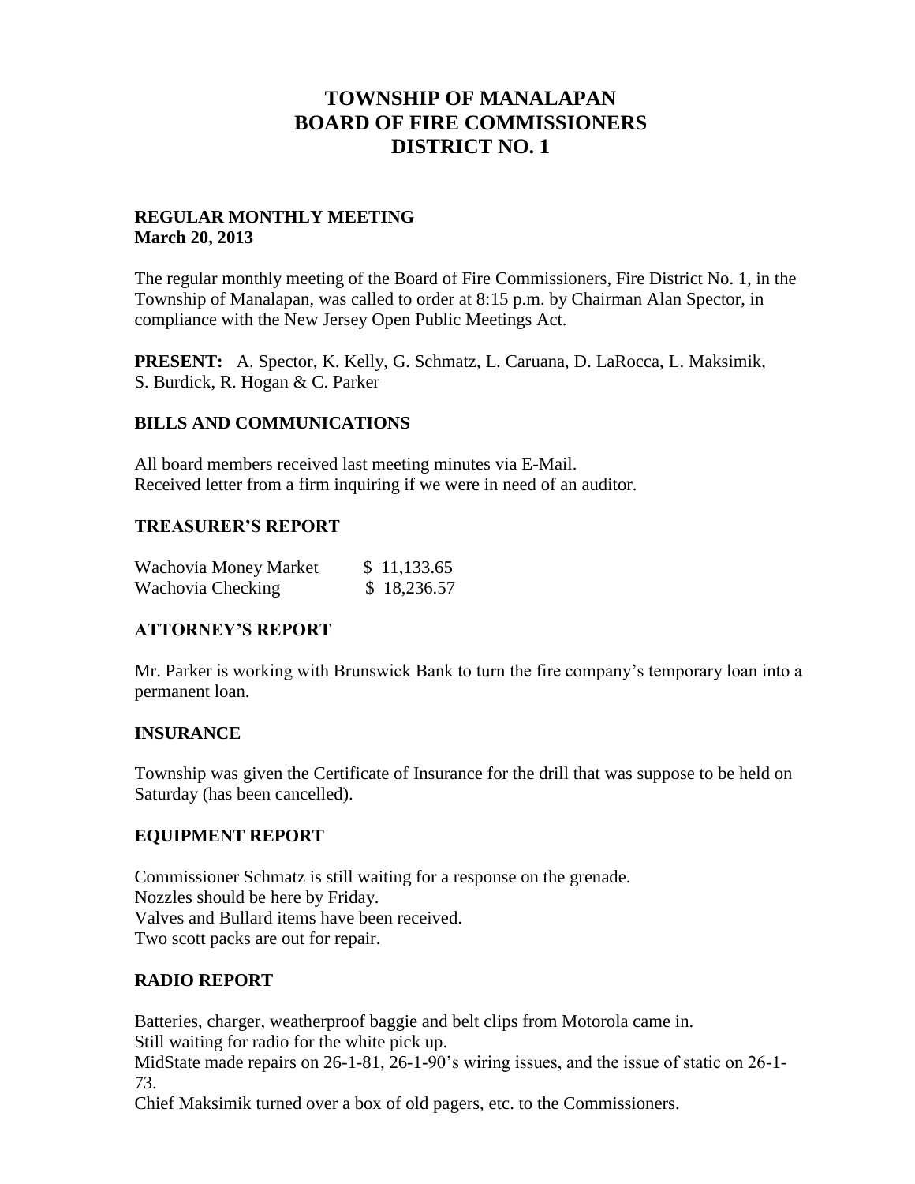# TOWNSHIP OF MANALAPAN
# BOARD OF FIRE COMMISSIONERS
# DISTRICT NO. 1

**REGULAR MONTHLY MEETING**
**March 20, 2013**

The regular monthly meeting of the Board of Fire Commissioners, Fire District No. 1, in the Township of Manalapan, was called to order at 8:15 p.m. by Chairman Alan Spector, in compliance with the New Jersey Open Public Meetings Act.

**PRESENT:** A. Spector, K. Kelly, G. Schmatz, L. Caruana, D. LaRocca, L. Maksimik, S. Burdick, R. Hogan & C. Parker

## BILLS AND COMMUNICATIONS

All board members received last meeting minutes via E-Mail.
Received letter from a firm inquiring if we were in need of an auditor.

## TREASURER'S REPORT

| | |
|---|---|
| Wachovia Money Market | $ 11,133.65 |
| Wachovia Checking | $ 18,236.57 |

## ATTORNEY'S REPORT

Mr. Parker is working with Brunswick Bank to turn the fire company's temporary loan into a permanent loan.

## INSURANCE

Township was given the Certificate of Insurance for the drill that was suppose to be held on Saturday (has been cancelled).

## EQUIPMENT REPORT

Commissioner Schmatz is still waiting for a response on the grenade.
Nozzles should be here by Friday.
Valves and Bullard items have been received.
Two scott packs are out for repair.

## RADIO REPORT

Batteries, charger, weatherproof baggie and belt clips from Motorola came in.
Still waiting for radio for the white pick up.
MidState made repairs on 26-1-81, 26-1-90's wiring issues, and the issue of static on 26-1-73.
Chief Maksimik turned over a box of old pagers, etc. to the Commissioners.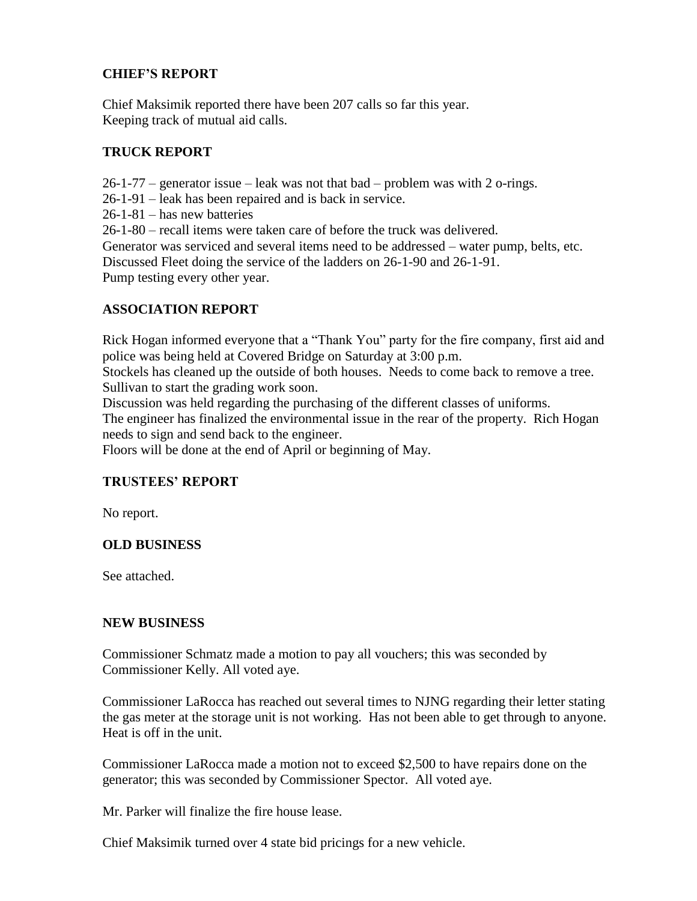**CHIEF'S REPORT**

Chief Maksimik reported there have been 207 calls so far this year.
Keeping track of mutual aid calls.

**TRUCK REPORT**

26-1-77 – generator issue – leak was not that bad – problem was with 2 o-rings.
26-1-91 – leak has been repaired and is back in service.
26-1-81 – has new batteries
26-1-80 – recall items were taken care of before the truck was delivered.
Generator was serviced and several items need to be addressed – water pump, belts, etc.
Discussed Fleet doing the service of the ladders on 26-1-90 and 26-1-91.
Pump testing every other year.

**ASSOCIATION REPORT**

Rick Hogan informed everyone that a "Thank You" party for the fire company, first aid and police was being held at Covered Bridge on Saturday at 3:00 p.m.
Stockels has cleaned up the outside of both houses. Needs to come back to remove a tree.
Sullivan to start the grading work soon.
Discussion was held regarding the purchasing of the different classes of uniforms.
The engineer has finalized the environmental issue in the rear of the property. Rich Hogan needs to sign and send back to the engineer.
Floors will be done at the end of April or beginning of May.

**TRUSTEES' REPORT**

No report.

**OLD BUSINESS**

See attached.

**NEW BUSINESS**

Commissioner Schmatz made a motion to pay all vouchers; this was seconded by Commissioner Kelly. All voted aye.

Commissioner LaRocca has reached out several times to NJNG regarding their letter stating the gas meter at the storage unit is not working. Has not been able to get through to anyone. Heat is off in the unit.

Commissioner LaRocca made a motion not to exceed $2,500 to have repairs done on the generator; this was seconded by Commissioner Spector. All voted aye.

Mr. Parker will finalize the fire house lease.

Chief Maksimik turned over 4 state bid pricings for a new vehicle.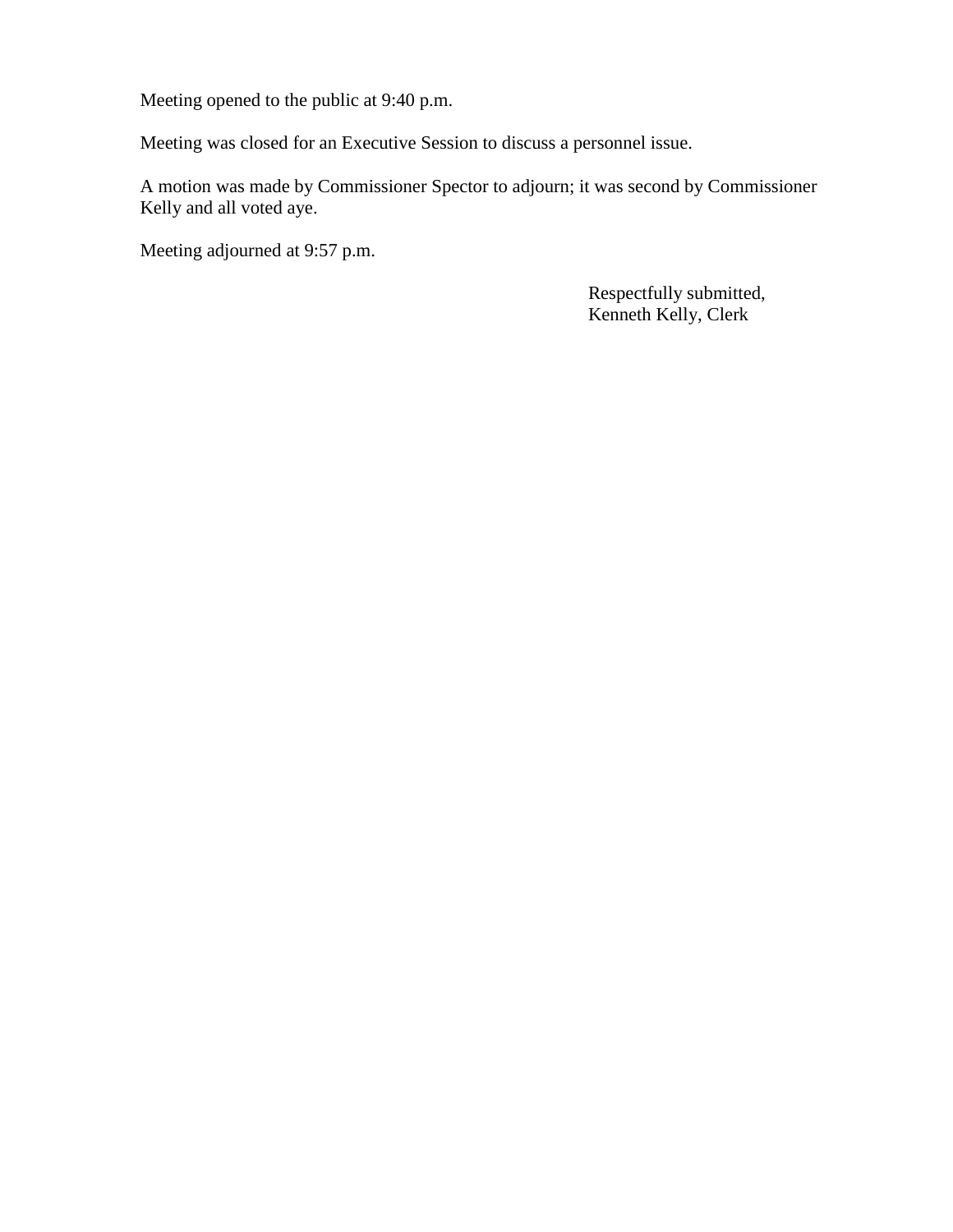Meeting opened to the public at 9:40 p.m.

Meeting was closed for an Executive Session to discuss a personnel issue.

A motion was made by Commissioner Spector to adjourn; it was second by Commissioner Kelly and all voted aye.

Meeting adjourned at 9:57 p.m.

Respectfully submitted,
Kenneth Kelly, Clerk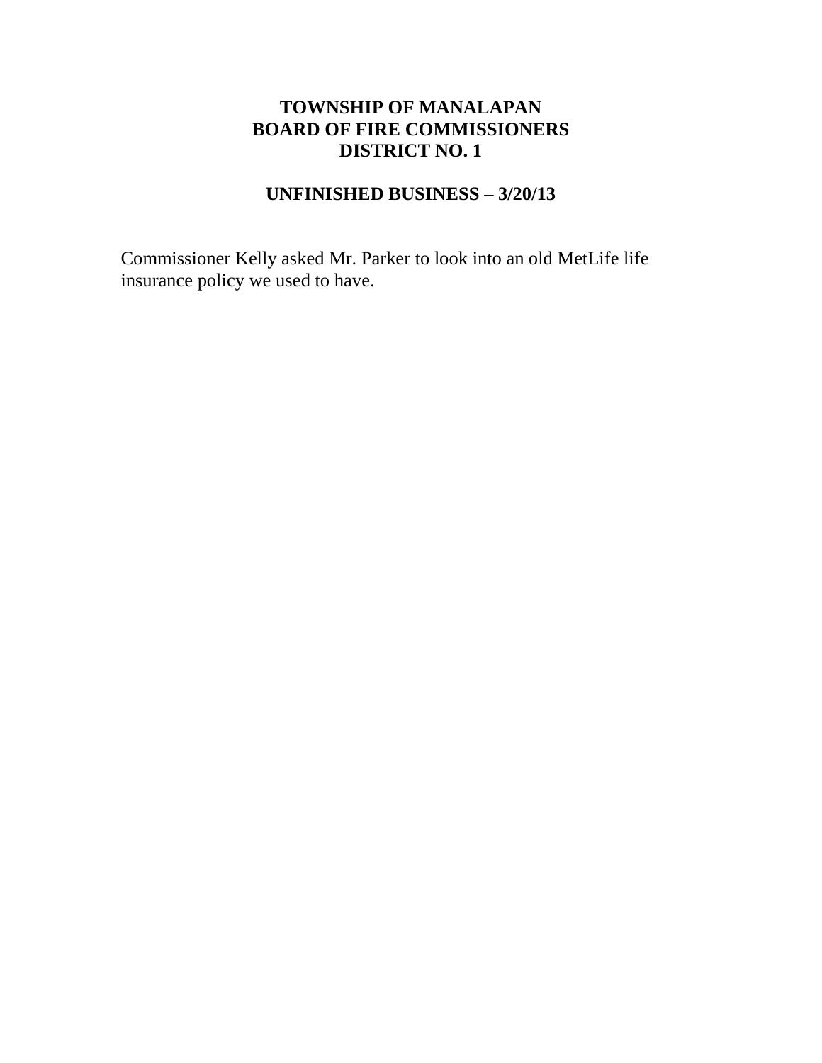**TOWNSHIP OF MANALAPAN**
**BOARD OF FIRE COMMISSIONERS**
**DISTRICT NO. 1**

**UNFINISHED BUSINESS – 3/20/13**

Commissioner Kelly asked Mr. Parker to look into an old MetLife life insurance policy we used to have.